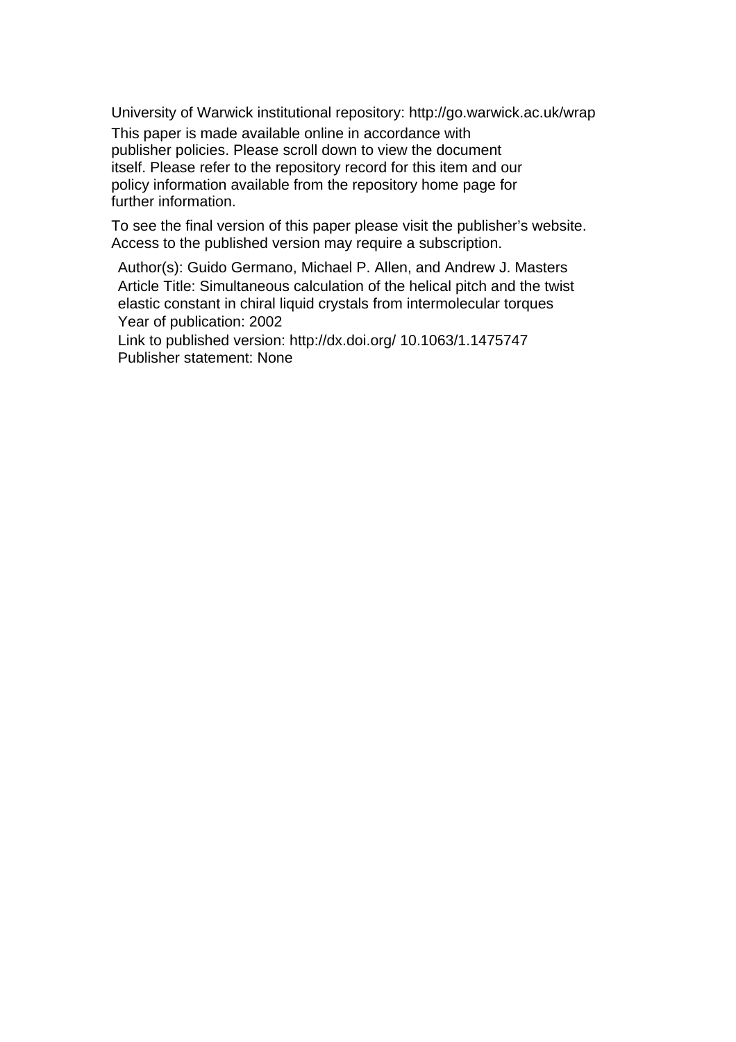University of Warwick institutional repository: http://go.warwick.ac.uk/wrap

This paper is made available online in accordance with publisher policies. Please scroll down to view the document itself. Please refer to the repository record for this item and our policy information available from the repository home page for further information.

To see the final version of this paper please visit the publisher's website. Access to the published version may require a subscription.

Author(s): Guido Germano, Michael P. Allen, and Andrew J. Masters

Article Title: Simultaneous calculation of the helical pitch and the twist elastic constant in chiral liquid crystals from intermolecular torques

Year of publication: 2002

Link to published version: http://dx.doi.org/ 10.1063/1.1475747

Publisher statement: None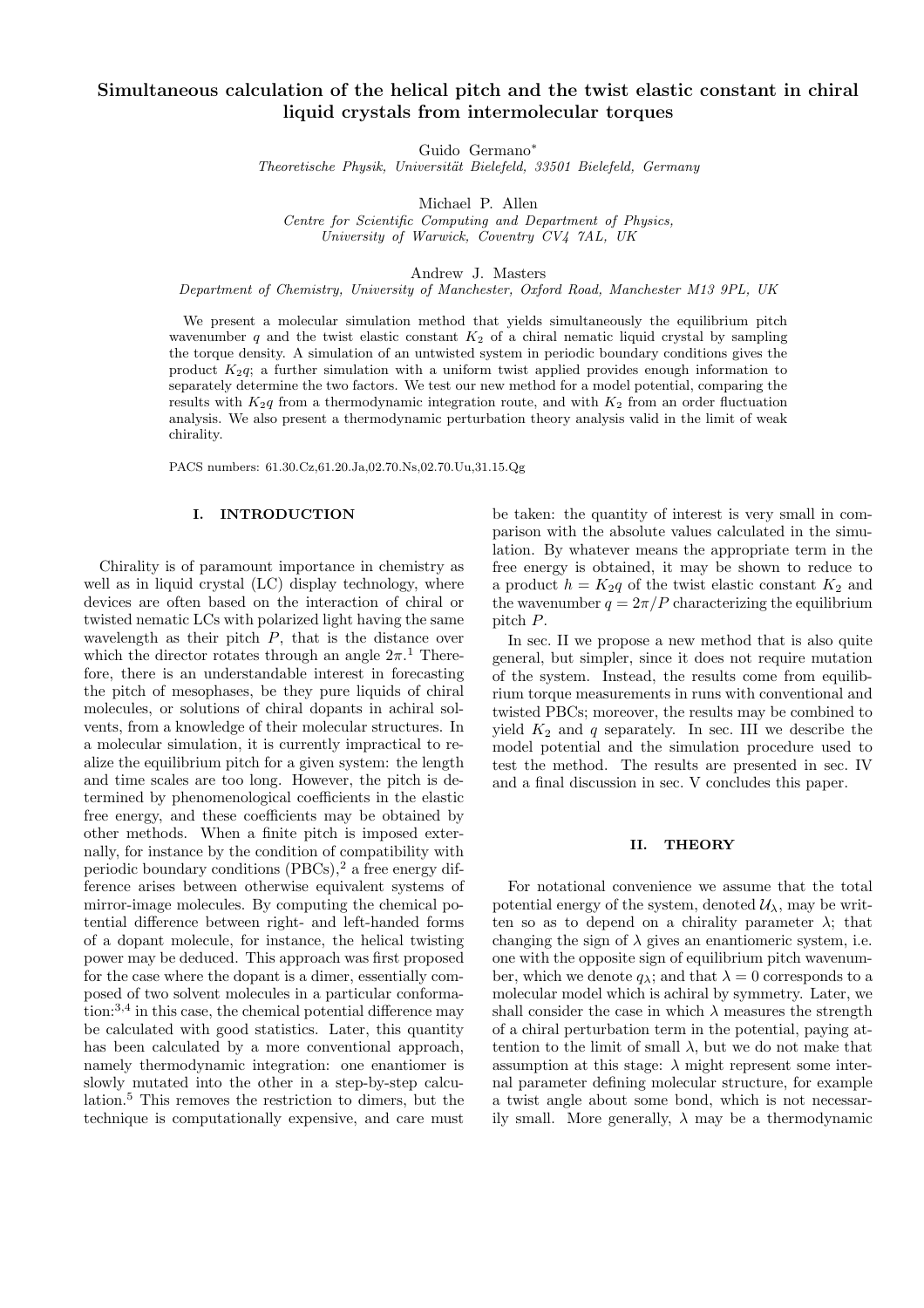# Simultaneous calculation of the helical pitch and the twist elastic constant in chiral liquid crystals from intermolecular torques

Guido Germano*

*Theoretische Physik, Universität Bielefeld, 33501 Bielefeld, Germany*

Michael P. Allen

*Centre for Scientific Computing and Department of Physics, University of Warwick, Coventry CV4 7AL, UK*

Andrew J. Masters

*Department of Chemistry, University of Manchester, Oxford Road, Manchester M13 9PL, UK*

We present a molecular simulation method that yields simultaneously the equilibrium pitch wavenumber $q$ and the twist elastic constant $K_2$ of a chiral nematic liquid crystal by sampling the torque density. A simulation of an untwisted system in periodic boundary conditions gives the product $K_2q$; a further simulation with a uniform twist applied provides enough information to separately determine the two factors. We test our new method for a model potential, comparing the results with $K_2q$ from a thermodynamic integration route, and with $K_2$ from an order fluctuation analysis. We also present a thermodynamic perturbation theory analysis valid in the limit of weak chirality.

PACS numbers: 61.30.Cz,61.20.Ja,02.70.Ns,02.70.Uu,31.15.Qg

## I. INTRODUCTION

Chirality is of paramount importance in chemistry as well as in liquid crystal (LC) display technology, where devices are often based on the interaction of chiral or twisted nematic LCs with polarized light having the same wavelength as their pitch $P$, that is the distance over which the director rotates through an angle $2\pi$.[1] Therefore, there is an understandable interest in forecasting the pitch of mesophases, be they pure liquids of chiral molecules, or solutions of chiral dopants in achiral solvents, from a knowledge of their molecular structures. In a molecular simulation, it is currently impractical to realize the equilibrium pitch for a given system: the length and time scales are too long. However, the pitch is determined by phenomenological coefficients in the elastic free energy, and these coefficients may be obtained by other methods. When a finite pitch is imposed externally, for instance by the condition of compatibility with periodic boundary conditions (PBCs),[2] a free energy difference arises between otherwise equivalent systems of mirror-image molecules. By computing the chemical potential difference between right- and left-handed forms of a dopant molecule, for instance, the helical twisting power may be deduced. This approach was first proposed for the case where the dopant is a dimer, essentially composed of two solvent molecules in a particular conformation:[3,4] in this case, the chemical potential difference may be calculated with good statistics. Later, this quantity has been calculated by a more conventional approach, namely thermodynamic integration: one enantiomer is slowly mutated into the other in a step-by-step calculation.[5] This removes the restriction to dimers, but the technique is computationally expensive, and care must be taken: the quantity of interest is very small in comparison with the absolute values calculated in the simulation. By whatever means the appropriate term in the free energy is obtained, it may be shown to reduce to a product $h = K_2q$ of the twist elastic constant $K_2$ and the wavenumber $q = 2\pi/P$ characterizing the equilibrium pitch $P$.

In sec. II we propose a new method that is also quite general, but simpler, since it does not require mutation of the system. Instead, the results come from equilibrium torque measurements in runs with conventional and twisted PBCs; moreover, the results may be combined to yield $K_2$ and $q$ separately. In sec. III we describe the model potential and the simulation procedure used to test the method. The results are presented in sec. IV and a final discussion in sec. V concludes this paper.

## II. THEORY

For notational convenience we assume that the total potential energy of the system, denoted $\mathcal{U}_\lambda$, may be written so as to depend on a chirality parameter $\lambda$; that changing the sign of $\lambda$ gives an enantiomeric system, i.e. one with the opposite sign of equilibrium pitch wavenumber, which we denote $q_\lambda$; and that $\lambda = 0$ corresponds to a molecular model which is achiral by symmetry. Later, we shall consider the case in which $\lambda$ measures the strength of a chiral perturbation term in the potential, paying attention to the limit of small $\lambda$, but we do not make that assumption at this stage: $\lambda$ might represent some internal parameter defining molecular structure, for example a twist angle about some bond, which is not necessarily small. More generally, $\lambda$ may be a thermodynamic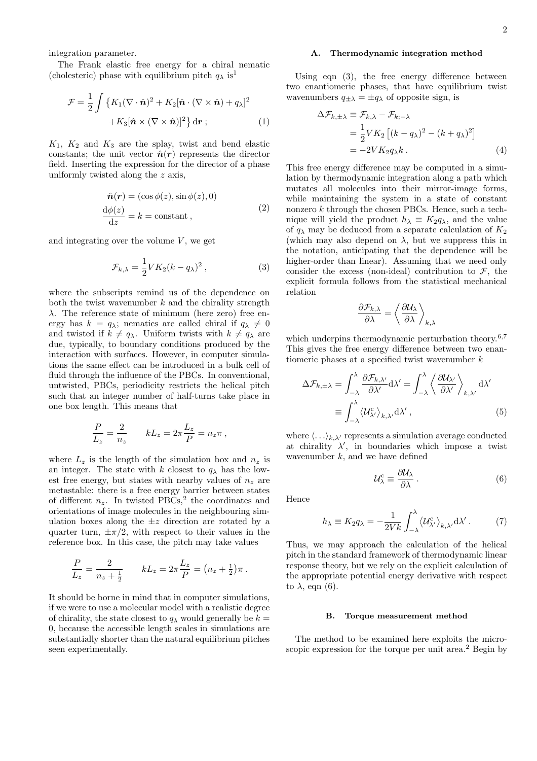integration parameter.

The Frank elastic free energy for a chiral nematic (cholesteric) phase with equilibrium pitch $q_\lambda$ is[1]

$$\mathcal{F} = \frac{1}{2}\int \left\{ K_1(\nabla\cdot\hat{\boldsymbol{n}})^2 + K_2[\hat{\boldsymbol{n}}\cdot(\nabla\times\hat{\boldsymbol{n}}) + q_\lambda]^2 + K_3[\hat{\boldsymbol{n}}\times(\nabla\times\hat{\boldsymbol{n}})]^2 \right\} \mathrm{d}\boldsymbol{r} \; ; \tag{1}$$

$K_1$, $K_2$ and $K_3$ are the splay, twist and bend elastic constants; the unit vector $\hat{\boldsymbol{n}}(\boldsymbol{r})$ represents the director field. Inserting the expression for the director of a phase uniformly twisted along the $z$ axis,

$$\hat{\boldsymbol{n}}(\boldsymbol{r}) = (\cos\phi(z), \sin\phi(z), 0)$$
$$\frac{\mathrm{d}\phi(z)}{\mathrm{d}z} = k = \text{constant}\,, \tag{2}$$

and integrating over the volume $V$, we get

$$\mathcal{F}_{k,\lambda} = \frac{1}{2}VK_2(k - q_\lambda)^2\,, \tag{3}$$

where the subscripts remind us of the dependence on both the twist wavenumber $k$ and the chirality strength $\lambda$. The reference state of minimum (here zero) free energy has $k = q_\lambda$; nematics are called chiral if $q_\lambda \neq 0$ and twisted if $k \neq q_\lambda$. Uniform twists with $k \neq q_\lambda$ are due, typically, to boundary conditions produced by the interaction with surfaces. However, in computer simulations the same effect can be introduced in a bulk cell of fluid through the influence of the PBCs. In conventional, untwisted, PBCs, periodicity restricts the helical pitch such that an integer number of half-turns take place in one box length. This means that

$$\frac{P}{L_z} = \frac{2}{n_z} \qquad kL_z = 2\pi\frac{L_z}{P} = n_z\pi\,,$$

where $L_z$ is the length of the simulation box and $n_z$ is an integer. The state with $k$ closest to $q_\lambda$ has the lowest free energy, but states with nearby values of $n_z$ are metastable: there is a free energy barrier between states of different $n_z$. In twisted PBCs,[2] the coordinates and orientations of image molecules in the neighbouring simulation boxes along the $\pm z$ direction are rotated by a quarter turn, $\pm\pi/2$, with respect to their values in the reference box. In this case, the pitch may take values

$$\frac{P}{L_z} = \frac{2}{n_z + \frac{1}{2}} \qquad kL_z = 2\pi\frac{L_z}{P} = \left(n_z + \tfrac{1}{2}\right)\pi\,.$$

It should be borne in mind that in computer simulations, if we were to use a molecular model with a realistic degree of chirality, the state closest to $q_\lambda$ would generally be $k = 0$, because the accessible length scales in simulations are substantially shorter than the natural equilibrium pitches seen experimentally.

### A. Thermodynamic integration method

Using eqn (3), the free energy difference between two enantiomeric phases, that have equilibrium twist wavenumbers $q_{\pm\lambda} = \pm q_\lambda$ of opposite sign, is

$$\begin{aligned}
\Delta\mathcal{F}_{k,\pm\lambda} &\equiv \mathcal{F}_{k,\lambda} - \mathcal{F}_{k;-\lambda} \\
&= \frac{1}{2}VK_2\left[(k-q_\lambda)^2 - (k+q_\lambda)^2\right] \\
&= -2VK_2q_\lambda k\,.
\end{aligned} \tag{4}$$

This free energy difference may be computed in a simulation by thermodynamic integration along a path which mutates all molecules into their mirror-image forms, while maintaining the system in a state of constant nonzero $k$ through the chosen PBCs. Hence, such a technique will yield the product $h_\lambda \equiv K_2q_\lambda$, and the value of $q_\lambda$ may be deduced from a separate calculation of $K_2$ (which may also depend on $\lambda$, but we suppress this in the notation, anticipating that the dependence will be higher-order than linear). Assuming that we need only consider the excess (non-ideal) contribution to $\mathcal{F}$, the explicit formula follows from the statistical mechanical relation

$$\frac{\partial\mathcal{F}_{k,\lambda}}{\partial\lambda} = \left\langle\frac{\partial\mathcal{U}_\lambda}{\partial\lambda}\right\rangle_{k,\lambda}$$

which underpins thermodynamic perturbation theory.[6,7] This gives the free energy difference between two enantiomeric phases at a specified twist wavenumber $k$

$$\begin{aligned}
\Delta\mathcal{F}_{k,\pm\lambda} &= \int_{-\lambda}^{\lambda}\frac{\partial\mathcal{F}_{k,\lambda'}}{\partial\lambda'}\mathrm{d}\lambda' = \int_{-\lambda}^{\lambda}\left\langle\frac{\partial\mathcal{U}_{\lambda'}}{\partial\lambda'}\right\rangle_{k,\lambda'}\mathrm{d}\lambda' \\
&\equiv \int_{-\lambda}^{\lambda}\left\langle\mathcal{U}^{\mathrm{c}}_{\lambda'}\right\rangle_{k,\lambda'}\mathrm{d}\lambda'\,,
\end{aligned} \tag{5}$$

where $\langle\ldots\rangle_{k,\lambda'}$ represents a simulation average conducted at chirality $\lambda'$, in boundaries which impose a twist wavenumber $k$, and we have defined

$$\mathcal{U}^{\mathrm{c}}_\lambda \equiv \frac{\partial\mathcal{U}_\lambda}{\partial\lambda}\,. \tag{6}$$

Hence

$$h_\lambda \equiv K_2q_\lambda = -\frac{1}{2Vk}\int_{-\lambda}^{\lambda}\left\langle\mathcal{U}^{\mathrm{c}}_{\lambda'}\right\rangle_{k,\lambda'}\mathrm{d}\lambda'\,. \tag{7}$$

Thus, we may approach the calculation of the helical pitch in the standard framework of thermodynamic linear response theory, but we rely on the explicit calculation of the appropriate potential energy derivative with respect to $\lambda$, eqn (6).

### B. Torque measurement method

The method to be examined here exploits the microscopic expression for the torque per unit area.[2] Begin by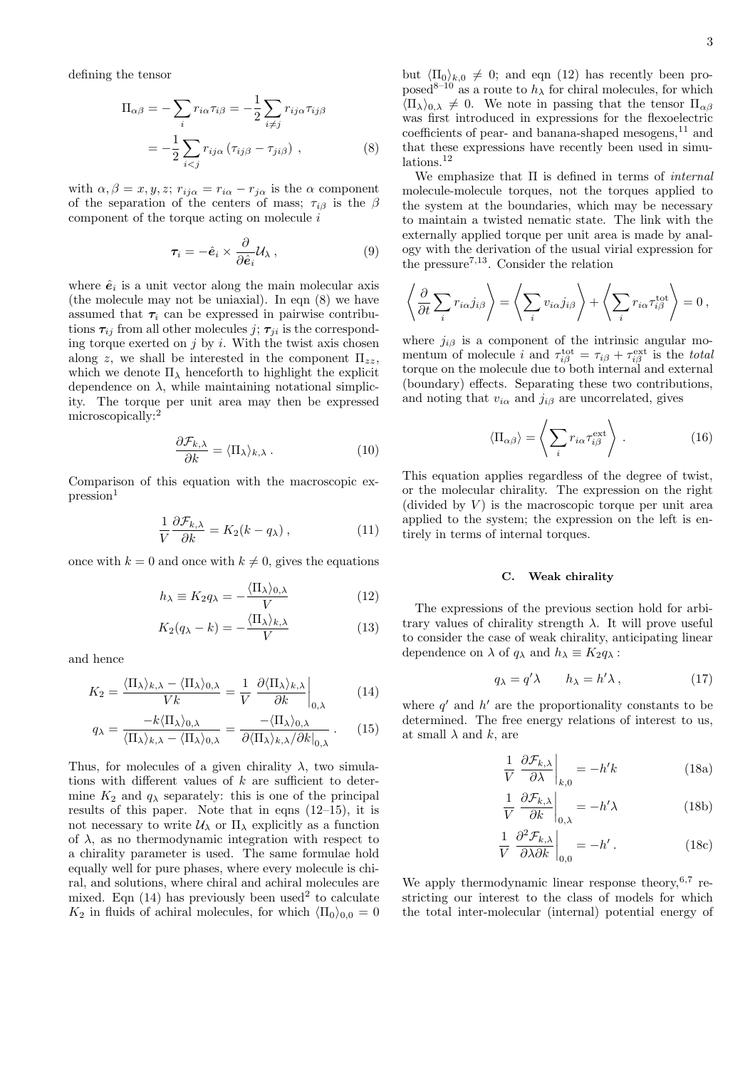defining the tensor

$$\Pi_{\alpha\beta} = -\sum_i r_{i\alpha}\tau_{i\beta} = -\frac{1}{2}\sum_{i\neq j} r_{ij\alpha}\tau_{ij\beta}$$
$$= -\frac{1}{2}\sum_{i<j} r_{ij\alpha}\left(\tau_{ij\beta} - \tau_{ji\beta}\right) , \qquad (8)$$

with $\alpha, \beta = x, y, z$; $r_{ij\alpha} = r_{i\alpha} - r_{j\alpha}$ is the $\alpha$ component of the separation of the centers of mass; $\tau_{i\beta}$ is the $\beta$ component of the torque acting on molecule $i$

$$\boldsymbol{\tau}_i = -\hat{\boldsymbol{e}}_i \times \frac{\partial}{\partial \hat{\boldsymbol{e}}_i}\mathcal{U}_\lambda , \qquad (9)$$

where $\hat{\boldsymbol{e}}_i$ is a unit vector along the main molecular axis (the molecule may not be uniaxial). In eqn (8) we have assumed that $\boldsymbol{\tau}_i$ can be expressed in pairwise contributions $\boldsymbol{\tau}_{ij}$ from all other molecules $j$; $\boldsymbol{\tau}_{ji}$ is the corresponding torque exerted on $j$ by $i$. With the twist axis chosen along $z$, we shall be interested in the component $\Pi_{zz}$, which we denote $\Pi_\lambda$ henceforth to highlight the explicit dependence on $\lambda$, while maintaining notational simplicity. The torque per unit area may then be expressed microscopically:[2]

$$\frac{\partial \mathcal{F}_{k,\lambda}}{\partial k} = \langle \Pi_\lambda \rangle_{k,\lambda} . \qquad (10)$$

Comparison of this equation with the macroscopic expression[1]

$$\frac{1}{V}\frac{\partial \mathcal{F}_{k,\lambda}}{\partial k} = K_2(k - q_\lambda) , \qquad (11)$$

once with $k = 0$ and once with $k \neq 0$, gives the equations

$$h_\lambda \equiv K_2 q_\lambda = -\frac{\langle \Pi_\lambda \rangle_{0,\lambda}}{V} \qquad (12)$$

$$K_2(q_\lambda - k) = -\frac{\langle \Pi_\lambda \rangle_{k,\lambda}}{V} \qquad (13)$$

and hence

$$K_2 = \frac{\langle \Pi_\lambda \rangle_{k,\lambda} - \langle \Pi_\lambda \rangle_{0,\lambda}}{Vk} = \frac{1}{V}\left.\frac{\partial \langle \Pi_\lambda \rangle_{k,\lambda}}{\partial k}\right|_{0,\lambda} \qquad (14)$$

$$q_\lambda = \frac{-k\langle \Pi_\lambda \rangle_{0,\lambda}}{\langle \Pi_\lambda \rangle_{k,\lambda} - \langle \Pi_\lambda \rangle_{0,\lambda}} = \frac{-\langle \Pi_\lambda \rangle_{0,\lambda}}{\partial \langle \Pi_\lambda \rangle_{k,\lambda}/\partial k|_{0,\lambda}} . \qquad (15)$$

Thus, for molecules of a given chirality $\lambda$, two simulations with different values of $k$ are sufficient to determine $K_2$ and $q_\lambda$ separately: this is one of the principal results of this paper. Note that in eqns (12–15), it is not necessary to write $\mathcal{U}_\lambda$ or $\Pi_\lambda$ explicitly as a function of $\lambda$, as no thermodynamic integration with respect to a chirality parameter is used. The same formulae hold equally well for pure phases, where every molecule is chiral, and solutions, where chiral and achiral molecules are mixed. Eqn (14) has previously been used[2] to calculate $K_2$ in fluids of achiral molecules, for which $\langle \Pi_0 \rangle_{0,0} = 0$ but $\langle \Pi_0 \rangle_{k,0} \neq 0$; and eqn (12) has recently been proposed[8–10] as a route to $h_\lambda$ for chiral molecules, for which $\langle \Pi_\lambda \rangle_{0,\lambda} \neq 0$. We note in passing that the tensor $\Pi_{\alpha\beta}$ was first introduced in expressions for the flexoelectric coefficients of pear- and banana-shaped mesogens,[11] and that these expressions have recently been used in simulations.[12]

We emphasize that $\Pi$ is defined in terms of *internal* molecule-molecule torques, not the torques applied to the system at the boundaries, which may be necessary to maintain a twisted nematic state. The link with the externally applied torque per unit area is made by analogy with the derivation of the usual virial expression for the pressure[7,13]. Consider the relation

$$\left\langle \frac{\partial}{\partial t}\sum_i r_{i\alpha} j_{i\beta} \right\rangle = \left\langle \sum_i v_{i\alpha} j_{i\beta} \right\rangle + \left\langle \sum_i r_{i\alpha}\tau^{\text{tot}}_{i\beta} \right\rangle = 0 ,$$

where $j_{i\beta}$ is a component of the intrinsic angular momentum of molecule $i$ and $\tau^{\text{tot}}_{i\beta} = \tau_{i\beta} + \tau^{\text{ext}}_{i\beta}$ is the *total* torque on the molecule due to both internal and external (boundary) effects. Separating these two contributions, and noting that $v_{i\alpha}$ and $j_{i\beta}$ are uncorrelated, gives

$$\langle \Pi_{\alpha\beta} \rangle = \left\langle \sum_i r_{i\alpha}\tau^{\text{ext}}_{i\beta} \right\rangle . \qquad (16)$$

This equation applies regardless of the degree of twist, or the molecular chirality. The expression on the right (divided by $V$) is the macroscopic torque per unit area applied to the system; the expression on the left is entirely in terms of internal torques.

### C. Weak chirality

The expressions of the previous section hold for arbitrary values of chirality strength $\lambda$. It will prove useful to consider the case of weak chirality, anticipating linear dependence on $\lambda$ of $q_\lambda$ and $h_\lambda \equiv K_2 q_\lambda$ :

$$q_\lambda = q'\lambda \qquad h_\lambda = h'\lambda , \qquad (17)$$

where $q'$ and $h'$ are the proportionality constants to be determined. The free energy relations of interest to us, at small $\lambda$ and $k$, are

$$\frac{1}{V}\left.\frac{\partial \mathcal{F}_{k,\lambda}}{\partial \lambda}\right|_{k,0} = -h'k \qquad (18a)$$

$$\frac{1}{V}\left.\frac{\partial \mathcal{F}_{k,\lambda}}{\partial k}\right|_{0,\lambda} = -h'\lambda \qquad (18b)$$

$$\frac{1}{V}\left.\frac{\partial^2 \mathcal{F}_{k,\lambda}}{\partial \lambda \partial k}\right|_{0,0} = -h' . \qquad (18c)$$

We apply thermodynamic linear response theory,[6,7] restricting our interest to the class of models for which the total inter-molecular (internal) potential energy of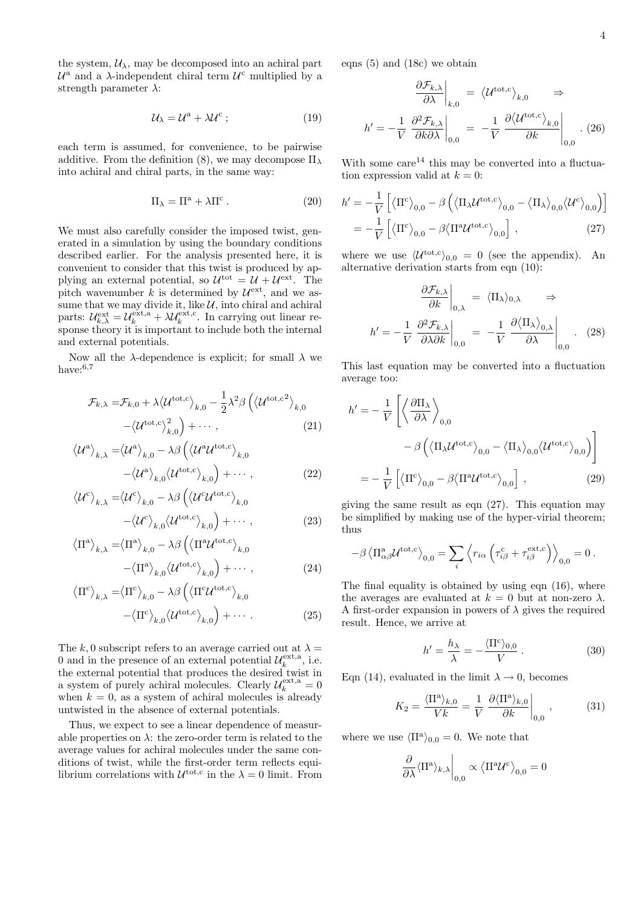the system, $\mathcal{U}_\lambda$, may be decomposed into an achiral part $\mathcal{U}^{\rm a}$ and a $\lambda$-independent chiral term $\mathcal{U}^{\rm c}$ multiplied by a strength parameter $\lambda$:

$$\mathcal{U}_\lambda = \mathcal{U}^{\rm a} + \lambda\mathcal{U}^{\rm c} \; ; \tag{19}$$

each term is assumed, for convenience, to be pairwise additive. From the definition (8), we may decompose $\Pi_\lambda$ into achiral and chiral parts, in the same way:

$$\Pi_\lambda = \Pi^{\rm a} + \lambda\Pi^{\rm c} \, . \tag{20}$$

We must also carefully consider the imposed twist, generated in a simulation by using the boundary conditions described earlier. For the analysis presented here, it is convenient to consider that this twist is produced by applying an external potential, so $\mathcal{U}^{\rm tot} = \mathcal{U} + \mathcal{U}^{\rm ext}$. The pitch wavenumber $k$ is determined by $\mathcal{U}^{\rm ext}$, and we assume that we may divide it, like $\mathcal{U}$, into chiral and achiral parts: $\mathcal{U}^{\rm ext}_{k,\lambda} = \mathcal{U}^{\rm ext,a}_k + \lambda\mathcal{U}^{\rm ext,c}_k$. In carrying out linear response theory it is important to include both the internal and external potentials.

Now all the $\lambda$-dependence is explicit; for small $\lambda$ we have:[6,7]

$$\begin{aligned}
\mathcal{F}_{k,\lambda} =& \mathcal{F}_{k,0} + \lambda\big\langle\mathcal{U}^{\rm tot,c}\big\rangle_{k,0} - \frac{1}{2}\lambda^2\beta\left(\big\langle\mathcal{U}^{\rm tot,c^2}\big\rangle_{k,0} \right. \\
& \left. - \big\langle\mathcal{U}^{\rm tot,c}\big\rangle^2_{k,0}\right) + \cdots \, , 
\end{aligned}\tag{21}$$

$$\begin{aligned}
\big\langle\mathcal{U}^{\rm a}\big\rangle_{k,\lambda} =& \big\langle\mathcal{U}^{\rm a}\big\rangle_{k,0} - \lambda\beta\left(\big\langle\mathcal{U}^{\rm a}\mathcal{U}^{\rm tot,c}\big\rangle_{k,0}\right. \\
& \left. - \big\langle\mathcal{U}^{\rm a}\big\rangle_{k,0}\big\langle\mathcal{U}^{\rm tot,c}\big\rangle_{k,0}\right) + \cdots \, ,
\end{aligned}\tag{22}$$

$$\begin{aligned}
\big\langle\mathcal{U}^{\rm c}\big\rangle_{k,\lambda} =& \big\langle\mathcal{U}^{\rm c}\big\rangle_{k,0} - \lambda\beta\left(\big\langle\mathcal{U}^{\rm c}\mathcal{U}^{\rm tot,c}\big\rangle_{k,0}\right. \\
& \left. - \big\langle\mathcal{U}^{\rm c}\big\rangle_{k,0}\big\langle\mathcal{U}^{\rm tot,c}\big\rangle_{k,0}\right) + \cdots \, ,
\end{aligned}\tag{23}$$

$$\begin{aligned}
\big\langle\Pi^{\rm a}\big\rangle_{k,\lambda} =& \big\langle\Pi^{\rm a}\big\rangle_{k,0} - \lambda\beta\left(\big\langle\Pi^{\rm a}\mathcal{U}^{\rm tot,c}\big\rangle_{k,0}\right. \\
& \left. - \big\langle\Pi^{\rm a}\big\rangle_{k,0}\big\langle\mathcal{U}^{\rm tot,c}\big\rangle_{k,0}\right) + \cdots \, ,
\end{aligned}\tag{24}$$

$$\begin{aligned}
\big\langle\Pi^{\rm c}\big\rangle_{k,\lambda} =& \big\langle\Pi^{\rm c}\big\rangle_{k,0} - \lambda\beta\left(\big\langle\Pi^{\rm c}\mathcal{U}^{\rm tot,c}\big\rangle_{k,0}\right. \\
& \left. - \big\langle\Pi^{\rm c}\big\rangle_{k,0}\big\langle\mathcal{U}^{\rm tot,c}\big\rangle_{k,0}\right) + \cdots \, .
\end{aligned}\tag{25}$$

The $k,0$ subscript refers to an average carried out at $\lambda = 0$ and in the presence of an external potential $\mathcal{U}^{\rm ext,a}_k$, i.e. the external potential that produces the desired twist in a system of purely achiral molecules. Clearly $\mathcal{U}^{\rm ext,a}_k = 0$ when $k = 0$, as a system of achiral molecules is already untwisted in the absence of external potentials.

Thus, we expect to see a linear dependence of measurable properties on $\lambda$: the zero-order term is related to the average values for achiral molecules under the same conditions of twist, while the first-order term reflects equilibrium correlations with $\mathcal{U}^{\rm tot,c}$ in the $\lambda = 0$ limit. From eqns (5) and (18c) we obtain

$$\begin{aligned}
\left.\frac{\partial\mathcal{F}_{k,\lambda}}{\partial\lambda}\right|_{k,0} &= \big\langle\mathcal{U}^{\rm tot,c}\big\rangle_{k,0} \qquad \Rightarrow \\
h' = -\frac{1}{V}\left.\frac{\partial^2\mathcal{F}_{k,\lambda}}{\partial k\partial\lambda}\right|_{0,0} &= -\frac{1}{V}\left.\frac{\partial\big\langle\mathcal{U}^{\rm tot,c}\big\rangle_{k,0}}{\partial k}\right|_{0,0} \, .
\end{aligned}\tag{26}$$

With some care[14] this may be converted into a fluctuation expression valid at $k = 0$:

$$\begin{aligned}
h' &= -\frac{1}{V}\left[\big\langle\Pi^{\rm c}\big\rangle_{0,0} - \beta\left(\big\langle\Pi_\lambda\mathcal{U}^{\rm tot,c}\big\rangle_{0,0} - \big\langle\Pi_\lambda\big\rangle_{0,0}\big\langle\mathcal{U}^{\rm c}\big\rangle_{0,0}\right)\right] \\
&= -\frac{1}{V}\left[\big\langle\Pi^{\rm c}\big\rangle_{0,0} - \beta\big\langle\Pi^{\rm a}\mathcal{U}^{\rm tot,c}\big\rangle_{0,0}\right] \, ,
\end{aligned}\tag{27}$$

where we use $\langle\mathcal{U}^{\rm tot,c}\rangle_{0,0} = 0$ (see the appendix). An alternative derivation starts from eqn (10):

$$\begin{aligned}
\left.\frac{\partial\mathcal{F}_{k,\lambda}}{\partial k}\right|_{0,\lambda} &= \langle\Pi_\lambda\rangle_{0,\lambda} \qquad \Rightarrow \\
h' = -\frac{1}{V}\left.\frac{\partial^2\mathcal{F}_{k,\lambda}}{\partial\lambda\partial k}\right|_{0,0} &= -\frac{1}{V}\left.\frac{\partial\big\langle\Pi_\lambda\big\rangle_{0,\lambda}}{\partial\lambda}\right|_{0,0} \, .
\end{aligned}\tag{28}$$

This last equation may be converted into a fluctuation average too:

$$\begin{aligned}
h' =& -\frac{1}{V}\left[\left\langle\frac{\partial\Pi_\lambda}{\partial\lambda}\right\rangle_{0,0}\right. \\
& \left. - \beta\left(\big\langle\Pi_\lambda\mathcal{U}^{\rm tot,c}\big\rangle_{0,0} - \big\langle\Pi_\lambda\big\rangle_{0,0}\big\langle\mathcal{U}^{\rm tot,c}\big\rangle_{0,0}\right)\right] \\
=& -\frac{1}{V}\left[\big\langle\Pi^{\rm c}\big\rangle_{0,0} - \beta\big\langle\Pi^{\rm a}\mathcal{U}^{\rm tot,c}\big\rangle_{0,0}\right] \, ,
\end{aligned}\tag{29}$$

giving the same result as eqn (27). This equation may be simplified by making use of the hyper-virial theorem; thus

$$-\beta\left\langle\Pi^{\rm a}_{\alpha\beta}\mathcal{U}^{\rm tot,c}\right\rangle_{0,0} = \sum_i\left\langle r_{i\alpha}\left(\tau^{\rm c}_{i\beta} + \tau^{\rm ext,c}_{i\beta}\right)\right\rangle_{0,0} = 0 \, .$$

The final equality is obtained by using eqn (16), where the averages are evaluated at $k = 0$ but at non-zero $\lambda$. A first-order expansion in powers of $\lambda$ gives the required result. Hence, we arrive at

$$h' = \frac{h_\lambda}{\lambda} = -\frac{\langle\Pi^{\rm c}\rangle_{0,0}}{V} \, . \tag{30}$$

Eqn (14), evaluated in the limit $\lambda \to 0$, becomes

$$K_2 = \frac{\langle\Pi^{\rm a}\rangle_{k,0}}{Vk} = \frac{1}{V}\left.\frac{\partial\langle\Pi^{\rm a}\rangle_{k,0}}{\partial k}\right|_{0,0} \, , \tag{31}$$

where we use $\langle\Pi^{\rm a}\rangle_{0,0} = 0$. We note that

$$\left.\frac{\partial}{\partial\lambda}\langle\Pi^{\rm a}\rangle_{k,\lambda}\right|_{0,0} \propto \left\langle\Pi^{\rm a}\mathcal{U}^{\rm c}\right\rangle_{0,0} = 0$$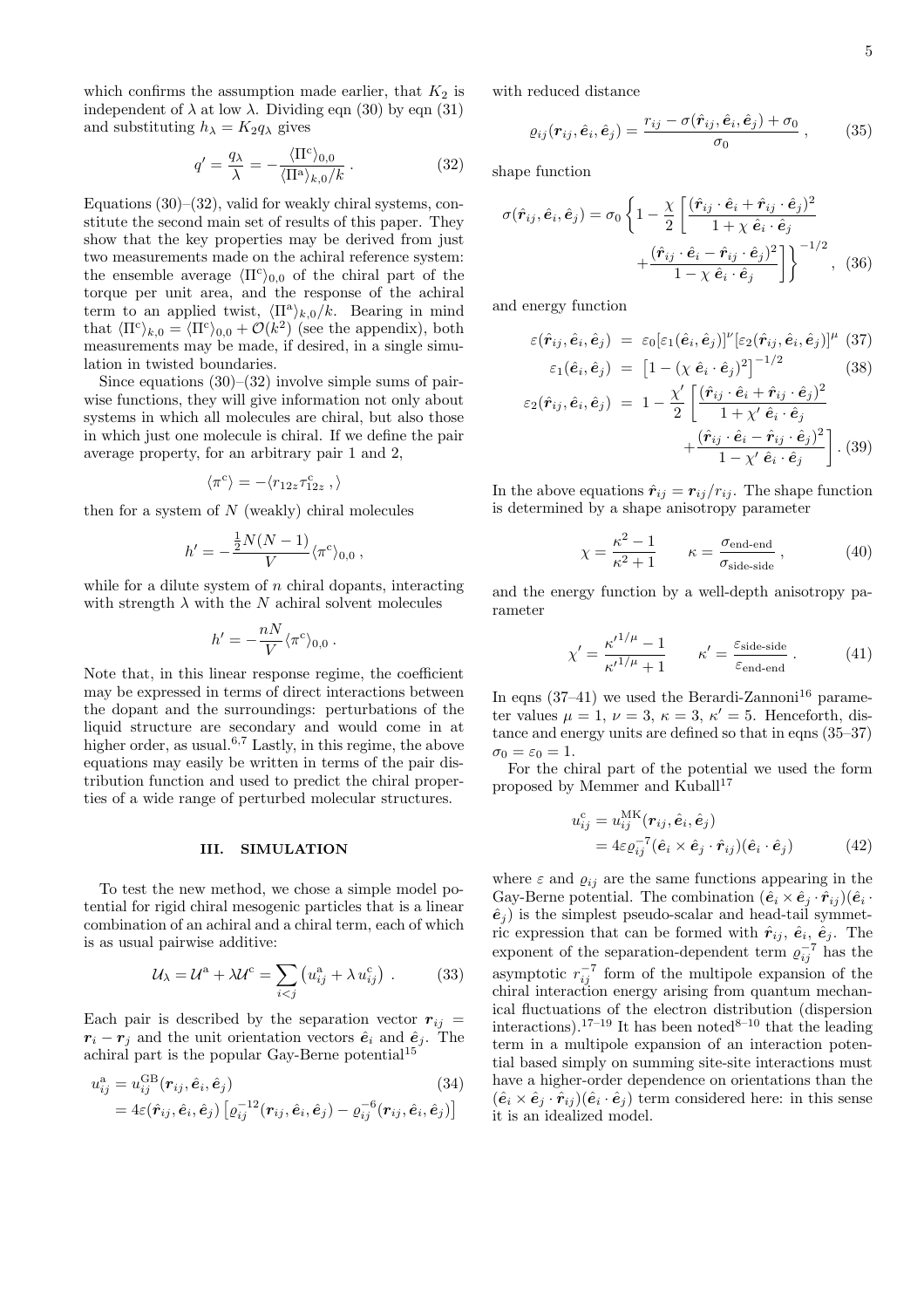which confirms the assumption made earlier, that $K_2$ is independent of $\lambda$ at low $\lambda$. Dividing eqn (30) by eqn (31) and substituting $h_\lambda = K_2 q_\lambda$ gives

$$q' = \frac{q_\lambda}{\lambda} = -\frac{\langle \Pi^{\rm c}\rangle_{0,0}}{\langle \Pi^{\rm a}\rangle_{k,0}/k} \,. \tag{32}$$

Equations (30)–(32), valid for weakly chiral systems, constitute the second main set of results of this paper. They show that the key properties may be derived from just two measurements made on the achiral reference system: the ensemble average $\langle \Pi^{\rm c}\rangle_{0,0}$ of the chiral part of the torque per unit area, and the response of the achiral term to an applied twist, $\langle \Pi^{\rm a}\rangle_{k,0}/k$. Bearing in mind that $\langle \Pi^{\rm c}\rangle_{k,0} = \langle \Pi^{\rm c}\rangle_{0,0} + \mathcal{O}(k^2)$ (see the appendix), both measurements may be made, if desired, in a single simulation in twisted boundaries.

Since equations (30)–(32) involve simple sums of pairwise functions, they will give information not only about systems in which all molecules are chiral, but also those in which just one molecule is chiral. If we define the pair average property, for an arbitrary pair 1 and 2,

$$\langle \pi^{\rm c}\rangle = -\langle r_{12z}\tau^{\rm c}_{12z} \,, \rangle$$

then for a system of $N$ (weakly) chiral molecules

$$h' = -\frac{\frac{1}{2}N(N-1)}{V}\langle \pi^{\rm c}\rangle_{0,0} \,,$$

while for a dilute system of $n$ chiral dopants, interacting with strength $\lambda$ with the $N$ achiral solvent molecules

$$h' = -\frac{nN}{V}\langle \pi^{\rm c}\rangle_{0,0} \,.$$

Note that, in this linear response regime, the coefficient may be expressed in terms of direct interactions between the dopant and the surroundings: perturbations of the liquid structure are secondary and would come in at higher order, as usual.[6,7] Lastly, in this regime, the above equations may easily be written in terms of the pair distribution function and used to predict the chiral properties of a wide range of perturbed molecular structures.

## III. SIMULATION

To test the new method, we chose a simple model potential for rigid chiral mesogenic particles that is a linear combination of an achiral and a chiral term, each of which is as usual pairwise additive:

$$\mathcal{U}_\lambda = \mathcal{U}^{\rm a} + \lambda\mathcal{U}^{\rm c} = \sum_{i<j}\left(u^{\rm a}_{ij} + \lambda\, u^{\rm c}_{ij}\right) \,. \tag{33}$$

Each pair is described by the separation vector $\boldsymbol{r}_{ij} = \boldsymbol{r}_i - \boldsymbol{r}_j$ and the unit orientation vectors $\hat{\boldsymbol{e}}_i$ and $\hat{\boldsymbol{e}}_j$. The achiral part is the popular Gay-Berne potential[15]

$$\begin{aligned} u^{\rm a}_{ij} &= u^{\rm GB}_{ij}(\boldsymbol{r}_{ij}, \hat{\boldsymbol{e}}_i, \hat{\boldsymbol{e}}_j) \qquad (34)\\ &= 4\varepsilon(\hat{\boldsymbol{r}}_{ij}, \hat{\boldsymbol{e}}_i, \hat{\boldsymbol{e}}_j)\left[\varrho_{ij}^{-12}(\boldsymbol{r}_{ij}, \hat{\boldsymbol{e}}_i, \hat{\boldsymbol{e}}_j) - \varrho_{ij}^{-6}(\boldsymbol{r}_{ij}, \hat{\boldsymbol{e}}_i, \hat{\boldsymbol{e}}_j)\right] \end{aligned}$$

with reduced distance

$$\varrho_{ij}(\boldsymbol{r}_{ij}, \hat{\boldsymbol{e}}_i, \hat{\boldsymbol{e}}_j) = \frac{r_{ij} - \sigma(\hat{\boldsymbol{r}}_{ij}, \hat{\boldsymbol{e}}_i, \hat{\boldsymbol{e}}_j) + \sigma_0}{\sigma_0} \,, \tag{35}$$

shape function

$$\sigma(\hat{\boldsymbol{r}}_{ij}, \hat{\boldsymbol{e}}_i, \hat{\boldsymbol{e}}_j) = \sigma_0\left\{1 - \frac{\chi}{2}\left[\frac{(\hat{\boldsymbol{r}}_{ij}\cdot\hat{\boldsymbol{e}}_i + \hat{\boldsymbol{r}}_{ij}\cdot\hat{\boldsymbol{e}}_j)^2}{1 + \chi\,\hat{\boldsymbol{e}}_i\cdot\hat{\boldsymbol{e}}_j} + \frac{(\hat{\boldsymbol{r}}_{ij}\cdot\hat{\boldsymbol{e}}_i - \hat{\boldsymbol{r}}_{ij}\cdot\hat{\boldsymbol{e}}_j)^2}{1 - \chi\,\hat{\boldsymbol{e}}_i\cdot\hat{\boldsymbol{e}}_j}\right]\right\}^{-1/2} , \tag{36}$$

and energy function

$$\begin{aligned} \varepsilon(\hat{\boldsymbol{r}}_{ij}, \hat{\boldsymbol{e}}_i, \hat{\boldsymbol{e}}_j) &= \varepsilon_0[\varepsilon_1(\hat{\boldsymbol{e}}_i, \hat{\boldsymbol{e}}_j)]^\nu[\varepsilon_2(\hat{\boldsymbol{r}}_{ij}, \hat{\boldsymbol{e}}_i, \hat{\boldsymbol{e}}_j)]^\mu \qquad (37)\\ \varepsilon_1(\hat{\boldsymbol{e}}_i, \hat{\boldsymbol{e}}_j) &= \left[1 - (\chi\,\hat{\boldsymbol{e}}_i\cdot\hat{\boldsymbol{e}}_j)^2\right]^{-1/2} \qquad (38)\\ \varepsilon_2(\hat{\boldsymbol{r}}_{ij}, \hat{\boldsymbol{e}}_i, \hat{\boldsymbol{e}}_j) &= 1 - \frac{\chi'}{2}\left[\frac{(\hat{\boldsymbol{r}}_{ij}\cdot\hat{\boldsymbol{e}}_i + \hat{\boldsymbol{r}}_{ij}\cdot\hat{\boldsymbol{e}}_j)^2}{1 + \chi'\,\hat{\boldsymbol{e}}_i\cdot\hat{\boldsymbol{e}}_j} + \frac{(\hat{\boldsymbol{r}}_{ij}\cdot\hat{\boldsymbol{e}}_i - \hat{\boldsymbol{r}}_{ij}\cdot\hat{\boldsymbol{e}}_j)^2}{1 - \chi'\,\hat{\boldsymbol{e}}_i\cdot\hat{\boldsymbol{e}}_j}\right] . \qquad (39) \end{aligned}$$

In the above equations $\hat{\boldsymbol{r}}_{ij} = \boldsymbol{r}_{ij}/r_{ij}$. The shape function is determined by a shape anisotropy parameter

$$\chi = \frac{\kappa^2 - 1}{\kappa^2 + 1} \qquad \kappa = \frac{\sigma_{\text{end-end}}}{\sigma_{\text{side-side}}} \,, \tag{40}$$

and the energy function by a well-depth anisotropy parameter

$$\chi' = \frac{\kappa'^{1/\mu} - 1}{\kappa'^{1/\mu} + 1} \qquad \kappa' = \frac{\varepsilon_{\text{side-side}}}{\varepsilon_{\text{end-end}}} \,. \tag{41}$$

In eqns (37–41) we used the Berardi-Zannoni[16] parameter values $\mu = 1$, $\nu = 3$, $\kappa = 3$, $\kappa' = 5$. Henceforth, distance and energy units are defined so that in eqns (35–37) $\sigma_0 = \varepsilon_0 = 1$.

For the chiral part of the potential we used the form proposed by Memmer and Kuball[17]

$$\begin{aligned} u^{\rm c}_{ij} &= u^{\rm MK}_{ij}(\boldsymbol{r}_{ij}, \hat{\boldsymbol{e}}_i, \hat{\boldsymbol{e}}_j)\\ &= 4\varepsilon\varrho_{ij}^{-7}(\hat{\boldsymbol{e}}_i\times\hat{\boldsymbol{e}}_j\cdot\hat{\boldsymbol{r}}_{ij})(\hat{\boldsymbol{e}}_i\cdot\hat{\boldsymbol{e}}_j) \end{aligned} \tag{42}$$

where $\varepsilon$ and $\varrho_{ij}$ are the same functions appearing in the Gay-Berne potential. The combination $(\hat{\boldsymbol{e}}_i\times\hat{\boldsymbol{e}}_j\cdot\hat{\boldsymbol{r}}_{ij})(\hat{\boldsymbol{e}}_i\cdot\hat{\boldsymbol{e}}_j)$ is the simplest pseudo-scalar and head-tail symmetric expression that can be formed with $\hat{\boldsymbol{r}}_{ij}$, $\hat{\boldsymbol{e}}_i$, $\hat{\boldsymbol{e}}_j$. The exponent of the separation-dependent term $\varrho_{ij}^{-7}$ has the asymptotic $r_{ij}^{-7}$ form of the multipole expansion of the chiral interaction energy arising from quantum mechanical fluctuations of the electron distribution (dispersion interactions).[17–19] It has been noted[8–10] that the leading term in a multipole expansion of an interaction potential based simply on summing site-site interactions must have a higher-order dependence on orientations than the $(\hat{\boldsymbol{e}}_i\times\hat{\boldsymbol{e}}_j\cdot\hat{\boldsymbol{r}}_{ij})(\hat{\boldsymbol{e}}_i\cdot\hat{\boldsymbol{e}}_j)$ term considered here: in this sense it is an idealized model.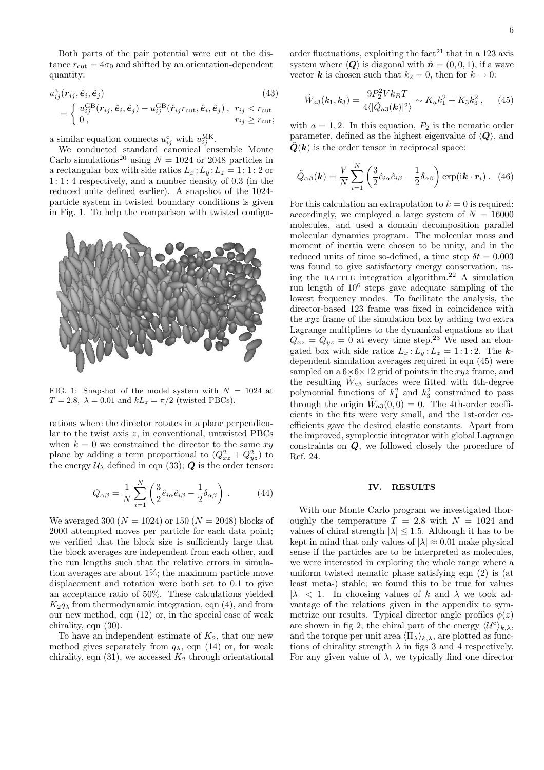Both parts of the pair potential were cut at the distance $r_{\rm cut} = 4\sigma_0$ and shifted by an orientation-dependent quantity:

$$u^{\rm a}_{ij}(\boldsymbol{r}_{ij}, \hat{\boldsymbol{e}}_i, \hat{\boldsymbol{e}}_j) \tag{43}$$
$$= \begin{cases} u^{\rm GB}_{ij}(\boldsymbol{r}_{ij}, \hat{\boldsymbol{e}}_i, \hat{\boldsymbol{e}}_j) - u^{\rm GB}_{ij}(\hat{\boldsymbol{r}}_{ij} r_{\rm cut}, \hat{\boldsymbol{e}}_i, \hat{\boldsymbol{e}}_j)\,, & r_{ij} < r_{\rm cut} \\ 0\,, & r_{ij} \geq r_{\rm cut}; \end{cases}$$

a similar equation connects $u^{\rm c}_{ij}$ with $u^{\rm MK}_{ij}$.

We conducted standard canonical ensemble Monte Carlo simulations[20] using $N = 1024$ or 2048 particles in a rectangular box with side ratios $L_x : L_y : L_z = 1:1:2$ or $1:1:4$ respectively, and a number density of 0.3 (in the reduced units defined earlier). A snapshot of the 1024-particle system in twisted boundary conditions is given in Fig. 1. To help the comparison with twisted configurations where the director rotates in a plane perpendicular to the twist axis $z$, in conventional, untwisted PBCs when $k = 0$ we constrained the director to the same $xy$ plane by adding a term proportional to $(Q^2_{xz} + Q^2_{yz})$ to the energy $\mathcal{U}_\lambda$ defined in eqn (33); $\boldsymbol{Q}$ is the order tensor:

FIG. 1: Snapshot of the model system with $N = 1024$ at $T = 2.8$, $\lambda = 0.01$ and $kL_z = \pi/2$ (twisted PBCs).

$$Q_{\alpha\beta} = \frac{1}{N}\sum_{i=1}^{N}\left(\frac{3}{2}\hat{e}_{i\alpha}\hat{e}_{i\beta} - \frac{1}{2}\delta_{\alpha\beta}\right). \tag{44}$$

We averaged 300 ($N = 1024$) or 150 ($N = 2048$) blocks of 2000 attempted moves per particle for each data point; we verified that the block size is sufficiently large that the block averages are independent from each other, and the run lengths such that the relative errors in simulation averages are about 1%; the maximum particle move displacement and rotation were both set to 0.1 to give an acceptance ratio of 50%. These calculations yielded $K_2 q_\lambda$ from thermodynamic integration, eqn (4), and from our new method, eqn (12) or, in the special case of weak chirality, eqn (30).

To have an independent estimate of $K_2$, that our new method gives separately from $q_\lambda$, eqn (14) or, for weak chirality, eqn (31), we accessed $K_2$ through orientational order fluctuations, exploiting the fact[21] that in a 123 axis system where $\langle \boldsymbol{Q} \rangle$ is diagonal with $\hat{\boldsymbol{n}} = (0, 0, 1)$, if a wave vector $\boldsymbol{k}$ is chosen such that $k_2 = 0$, then for $k \to 0$:

$$\tilde{W}_{a3}(k_1, k_3) = \frac{9P_2^2 V k_B T}{4\langle|\tilde{Q}_{a3}(\boldsymbol{k})|^2\rangle} \sim K_a k_1^2 + K_3 k_3^2\,, \tag{45}$$

with $a = 1, 2$. In this equation, $P_2$ is the nematic order parameter, defined as the highest eigenvalue of $\langle \boldsymbol{Q} \rangle$, and $\tilde{\boldsymbol{Q}}(\boldsymbol{k})$ is the order tensor in reciprocal space:

$$\tilde{Q}_{\alpha\beta}(\boldsymbol{k}) = \frac{V}{N}\sum_{i=1}^{N}\left(\frac{3}{2}\hat{e}_{i\alpha}\hat{e}_{i\beta} - \frac{1}{2}\delta_{\alpha\beta}\right)\exp(\mathrm{i}\boldsymbol{k}\cdot\boldsymbol{r}_i)\,. \tag{46}$$

For this calculation an extrapolation to $k = 0$ is required: accordingly, we employed a large system of $N = 16000$ molecules, and used a domain decomposition parallel molecular dynamics program. The molecular mass and moment of inertia were chosen to be unity, and in the reduced units of time so-defined, a time step $\delta t = 0.003$ was found to give satisfactory energy conservation, using the RATTLE integration algorithm.[22] A simulation run length of $10^6$ steps gave adequate sampling of the lowest frequency modes. To facilitate the analysis, the director-based 123 frame was fixed in coincidence with the $xyz$ frame of the simulation box by adding two extra Lagrange multipliers to the dynamical equations so that $Q_{xz} = Q_{yz} = 0$ at every time step.[23] We used an elongated box with side ratios $L_x : L_y : L_z = 1:1:2$. The $\boldsymbol{k}$-dependent simulation averages required in eqn (45) were sampled on a $6\times6\times12$ grid of points in the $xyz$ frame, and the resulting $\tilde{W}_{a3}$ surfaces were fitted with 4th-degree polynomial functions of $k_1^2$ and $k_3^2$ constrained to pass through the origin $\tilde{W}_{a3}(0, 0) = 0$. The 4th-order coefficients in the fits were very small, and the 1st-order coefficients gave the desired elastic constants. Apart from the improved, symplectic integrator with global Lagrange constraints on $\boldsymbol{Q}$, we followed closely the procedure of Ref. 24.

## IV. RESULTS

With our Monte Carlo program we investigated thoroughly the temperature $T = 2.8$ with $N = 1024$ and values of chiral strength $|\lambda| \leq 1.5$. Although it has to be kept in mind that only values of $|\lambda| \approx 0.01$ make physical sense if the particles are to be interpreted as molecules, we were interested in exploring the whole range where a uniform twisted nematic phase satisfying eqn (2) is (at least meta-) stable; we found this to be true for values $|\lambda| < 1$. In choosing values of $k$ and $\lambda$ we took advantage of the relations given in the appendix to symmetrize our results. Typical director angle profiles $\phi(z)$ are shown in fig 2; the chiral part of the energy $\langle \mathcal{U}^{\rm c} \rangle_{k,\lambda}$, and the torque per unit area $\langle \Pi_\lambda \rangle_{k,\lambda}$, are plotted as functions of chirality strength $\lambda$ in figs 3 and 4 respectively. For any given value of $\lambda$, we typically find one director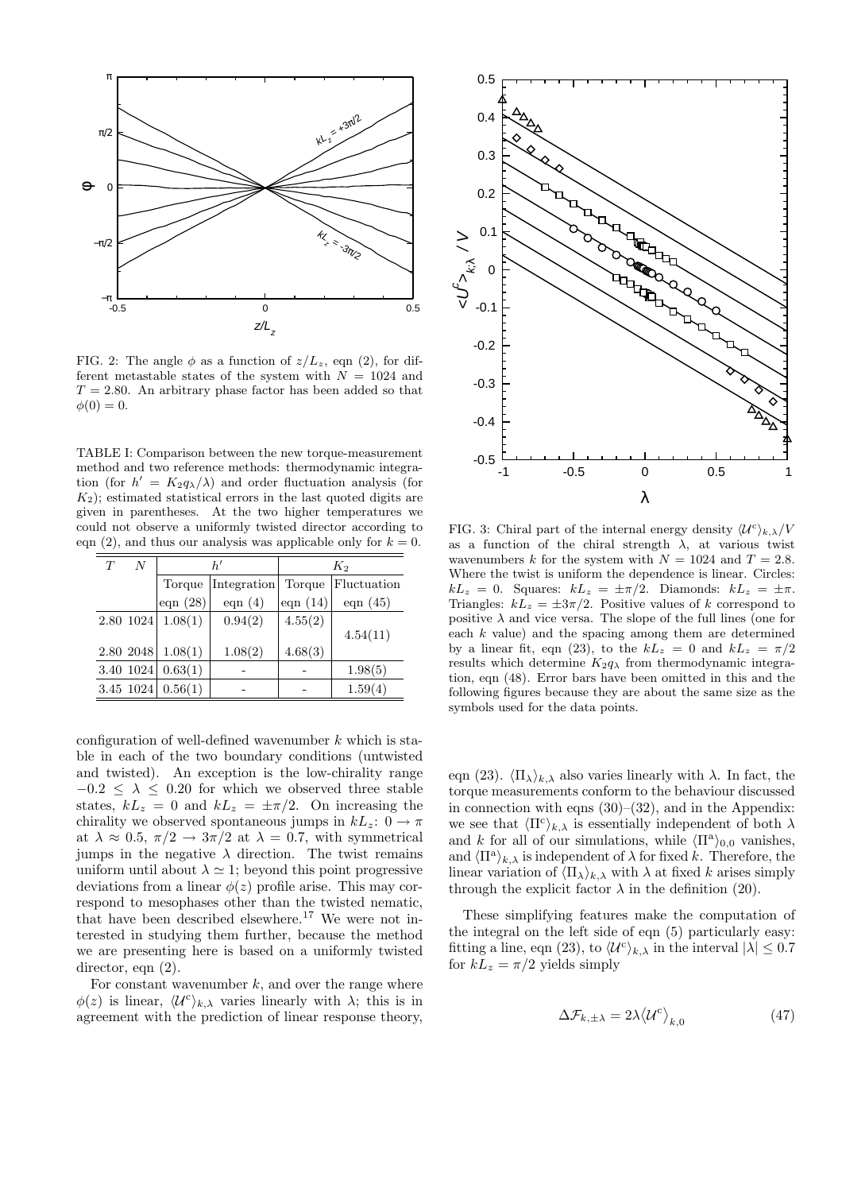FIG. 2: The angle $\phi$ as a function of $z/L_z$, eqn (2), for different metastable states of the system with $N = 1024$ and $T = 2.80$. An arbitrary phase factor has been added so that $\phi(0) = 0$.

TABLE I: Comparison between the new torque-measurement method and two reference methods: thermodynamic integration (for $h' = K_2 q_\lambda/\lambda$) and order fluctuation analysis (for $K_2$); estimated statistical errors in the last quoted digits are given in parentheses. At the two higher temperatures we could not observe a uniformly twisted director according to eqn (2), and thus our analysis was applicable only for $k = 0$.

| $T$ | $N$ | $h'$ | | $K_2$ | |
|---|---|---|---|---|---|
| | | Torque | Integration | Torque | Fluctuation |
| | | eqn (28) | eqn (4) | eqn (14) | eqn (45) |
| 2.80 | 1024 | 1.08(1) | 0.94(2) | 4.55(2) | 4.54(11) |
| 2.80 | 2048 | 1.08(1) | 1.08(2) | 4.68(3) | |
| 3.40 | 1024 | 0.63(1) | - | - | 1.98(5) |
| 3.45 | 1024 | 0.56(1) | - | - | 1.59(4) |

configuration of well-defined wavenumber $k$ which is stable in each of the two boundary conditions (untwisted and twisted). An exception is the low-chirality range $-0.2 \le \lambda \le 0.20$ for which we observed three stable states, $kL_z = 0$ and $kL_z = \pm\pi/2$. On increasing the chirality we observed spontaneous jumps in $kL_z$: $0 \to \pi$ at $\lambda \approx 0.5$, $\pi/2 \to 3\pi/2$ at $\lambda = 0.7$, with symmetrical jumps in the negative $\lambda$ direction. The twist remains uniform until about $\lambda \simeq 1$; beyond this point progressive deviations from a linear $\phi(z)$ profile arise. This may correspond to mesophases other than the twisted nematic, that have been described elsewhere.[17] We were not interested in studying them further, because the method we are presenting here is based on a uniformly twisted director, eqn (2).

For constant wavenumber $k$, and over the range where $\phi(z)$ is linear, $\langle \mathcal{U}^c \rangle_{k,\lambda}$ varies linearly with $\lambda$; this is in agreement with the prediction of linear response theory,

FIG. 3: Chiral part of the internal energy density $\langle \mathcal{U}^c \rangle_{k,\lambda}/V$ as a function of the chiral strength $\lambda$, at various twist wavenumbers $k$ for the system with $N = 1024$ and $T = 2.8$. Where the twist is uniform the dependence is linear. Circles: $kL_z = 0$. Squares: $kL_z = \pm\pi/2$. Diamonds: $kL_z = \pm\pi$. Triangles: $kL_z = \pm 3\pi/2$. Positive values of $k$ correspond to positive $\lambda$ and vice versa. The slope of the full lines (one for each $k$ value) and the spacing among them are determined by a linear fit, eqn (23), to the $kL_z = 0$ and $kL_z = \pi/2$ results which determine $K_2 q_\lambda$ from thermodynamic integration, eqn (48). Error bars have been omitted in this and the following figures because they are about the same size as the symbols used for the data points.

eqn (23). $\langle \Pi_\lambda \rangle_{k,\lambda}$ also varies linearly with $\lambda$. In fact, the torque measurements conform to the behaviour discussed in connection with eqns (30)–(32), and in the Appendix: we see that $\langle \Pi^c \rangle_{k,\lambda}$ is essentially independent of both $\lambda$ and $k$ for all of our simulations, while $\langle \Pi^a \rangle_{0,0}$ vanishes, and $\langle \Pi^a \rangle_{k,\lambda}$ is independent of $\lambda$ for fixed $k$. Therefore, the linear variation of $\langle \Pi_\lambda \rangle_{k,\lambda}$ with $\lambda$ at fixed $k$ arises simply through the explicit factor $\lambda$ in the definition (20).

These simplifying features make the computation of the integral on the left side of eqn (5) particularly easy: fitting a line, eqn (23), to $\langle \mathcal{U}^c \rangle_{k,\lambda}$ in the interval $|\lambda| \le 0.7$ for $kL_z = \pi/2$ yields simply

$$\Delta \mathcal{F}_{k,\pm\lambda} = 2\lambda \langle \mathcal{U}^c \rangle_{k,0} \tag{47}$$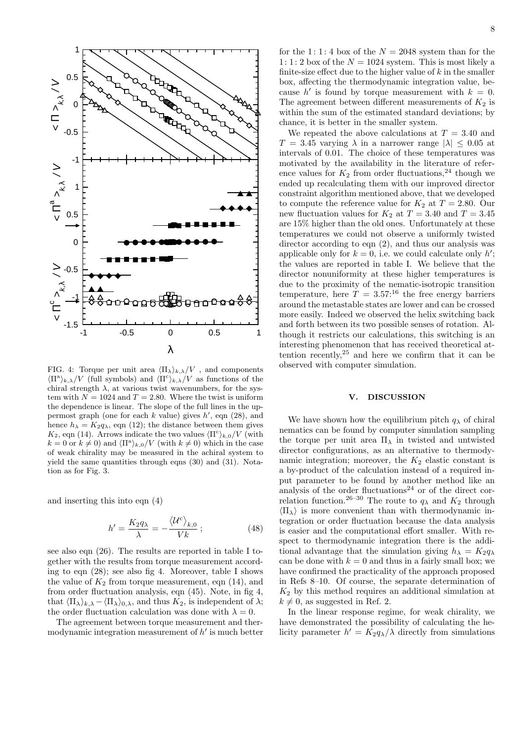FIG. 4: Torque per unit area $\langle \Pi_\lambda \rangle_{k,\lambda}/V$ , and components $\langle \Pi^{\rm a} \rangle_{k,\lambda}/V$ (full symbols) and $\langle \Pi^{\rm c} \rangle_{k,\lambda}/V$ as functions of the chiral strength $\lambda$, at various twist wavenumbers, for the system with $N = 1024$ and $T = 2.80$. Where the twist is uniform the dependence is linear. The slope of the full lines in the uppermost graph (one for each $k$ value) gives $h'$, eqn (28), and hence $h_\lambda = K_2 q_\lambda$, eqn (12); the distance between them gives $K_2$, eqn (14). Arrows indicate the two values $\langle \Pi^{\rm c} \rangle_{k,0}/V$ (with $k = 0$ or $k \neq 0$) and $\langle \Pi^{\rm a} \rangle_{k,0}/V$ (with $k \neq 0$) which in the case of weak chirality may be measured in the achiral system to yield the same quantities through eqns (30) and (31). Notation as for Fig. 3.

and inserting this into eqn (4)

$$h' = \frac{K_2 q_\lambda}{\lambda} = -\frac{\langle \mathcal{U}^{\rm c} \rangle_{k,0}}{Vk} \, ; \tag{48}$$

see also eqn (26). The results are reported in table I together with the results from torque measurement according to eqn (28); see also fig 4. Moreover, table I shows the value of $K_2$ from torque measurement, eqn (14), and from order fluctuation analysis, eqn (45). Note, in fig 4, that $\langle \Pi_\lambda \rangle_{k,\lambda} - \langle \Pi_\lambda \rangle_{0,\lambda}$, and thus $K_2$, is independent of $\lambda$; the order fluctuation calculation was done with $\lambda = 0$.

The agreement between torque measurement and thermodynamic integration measurement of $h'$ is much better for the 1: 1: 4 box of the $N = 2048$ system than for the 1: 1: 2 box of the $N = 1024$ system. This is most likely a finite-size effect due to the higher value of $k$ in the smaller box, affecting the thermodynamic integration value, because $h'$ is found by torque measurement with $k = 0$. The agreement between different measurements of $K_2$ is within the sum of the estimated standard deviations; by chance, it is better in the smaller system.

We repeated the above calculations at $T = 3.40$ and $T = 3.45$ varying $\lambda$ in a narrower range $|\lambda| \leq 0.05$ at intervals of 0.01. The choice of these temperatures was motivated by the availability in the literature of reference values for $K_2$ from order fluctuations,[24] though we ended up recalculating them with our improved director constraint algorithm mentioned above, that we developed to compute the reference value for $K_2$ at $T = 2.80$. Our new fluctuation values for $K_2$ at $T = 3.40$ and $T = 3.45$ are 15% higher than the old ones. Unfortunately at these temperatures we could not observe a uniformly twisted director according to eqn (2), and thus our analysis was applicable only for $k = 0$, i.e. we could calculate only $h'$; the values are reported in table I. We believe that the director nonuniformity at these higher temperatures is due to the proximity of the nematic-isotropic transition temperature, here $T = 3.57$:[16] the free energy barriers around the metastable states are lower and can be crossed more easily. Indeed we observed the helix switching back and forth between its two possible senses of rotation. Although it restricts our calculations, this switching is an interesting phenomenon that has received theoretical attention recently,[25] and here we confirm that it can be observed with computer simulation.

## V. DISCUSSION

We have shown how the equilibrium pitch $q_\lambda$ of chiral nematics can be found by computer simulation sampling the torque per unit area $\Pi_\lambda$ in twisted and untwisted director configurations, as an alternative to thermodynamic integration; moreover, the $K_2$ elastic constant is a by-product of the calculation instead of a required input parameter to be found by another method like an analysis of the order fluctuations[24] or of the direct correlation function.[26–30] The route to $q_\lambda$ and $K_2$ through $\langle \Pi_\lambda \rangle$ is more convenient than with thermodynamic integration or order fluctuation because the data analysis is easier and the computational effort smaller. With respect to thermodynamic integration there is the additional advantage that the simulation giving $h_\lambda = K_2 q_\lambda$ can be done with $k = 0$ and thus in a fairly small box; we have confirmed the practicality of the approach proposed in Refs 8–10. Of course, the separate determination of $K_2$ by this method requires an additional simulation at $k \neq 0$, as suggested in Ref. 2.

In the linear response regime, for weak chirality, we have demonstrated the possibility of calculating the helicity parameter $h' = K_2 q_\lambda / \lambda$ directly from simulations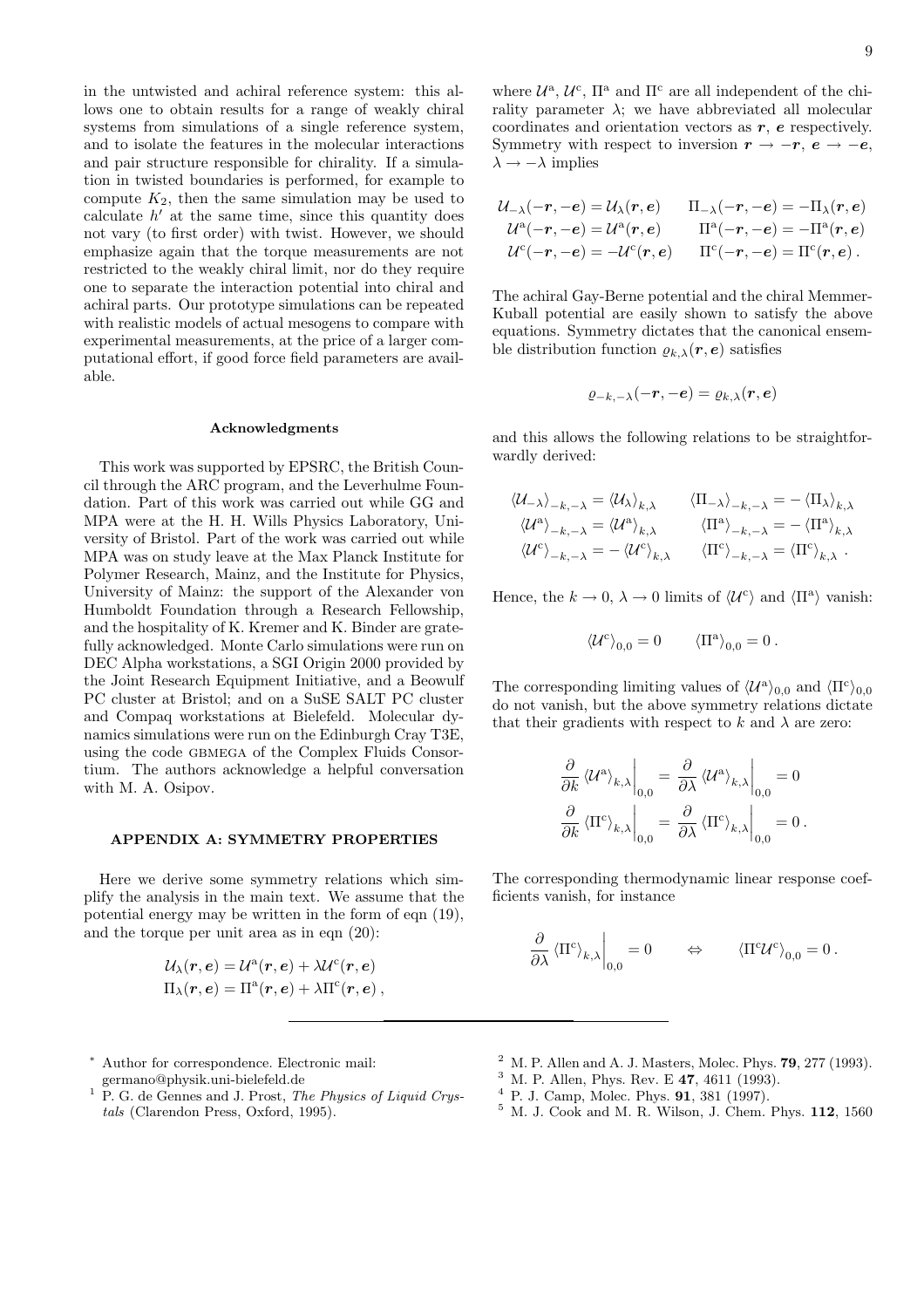in the untwisted and achiral reference system: this allows one to obtain results for a range of weakly chiral systems from simulations of a single reference system, and to isolate the features in the molecular interactions and pair structure responsible for chirality. If a simulation in twisted boundaries is performed, for example to compute $K_2$, then the same simulation may be used to calculate $h'$ at the same time, since this quantity does not vary (to first order) with twist. However, we should emphasize again that the torque measurements are not restricted to the weakly chiral limit, nor do they require one to separate the interaction potential into chiral and achiral parts. Our prototype simulations can be repeated with realistic models of actual mesogens to compare with experimental measurements, at the price of a larger computational effort, if good force field parameters are available.

### Acknowledgments

This work was supported by EPSRC, the British Council through the ARC program, and the Leverhulme Foundation. Part of this work was carried out while GG and MPA were at the H. H. Wills Physics Laboratory, University of Bristol. Part of the work was carried out while MPA was on study leave at the Max Planck Institute for Polymer Research, Mainz, and the Institute for Physics, University of Mainz: the support of the Alexander von Humboldt Foundation through a Research Fellowship, and the hospitality of K. Kremer and K. Binder are gratefully acknowledged. Monte Carlo simulations were run on DEC Alpha workstations, a SGI Origin 2000 provided by the Joint Research Equipment Initiative, and a Beowulf PC cluster at Bristol; and on a SuSE SALT PC cluster and Compaq workstations at Bielefeld. Molecular dynamics simulations were run on the Edinburgh Cray T3E, using the code GBMEGA of the Complex Fluids Consortium. The authors acknowledge a helpful conversation with M. A. Osipov.

## APPENDIX A: SYMMETRY PROPERTIES

Here we derive some symmetry relations which simplify the analysis in the main text. We assume that the potential energy may be written in the form of eqn (19), and the torque per unit area as in eqn (20):

$$
\begin{aligned}
\mathcal{U}_\lambda(\boldsymbol{r},\boldsymbol{e}) &= \mathcal{U}^{\rm a}(\boldsymbol{r},\boldsymbol{e}) + \lambda\mathcal{U}^{\rm c}(\boldsymbol{r},\boldsymbol{e}) \\
\Pi_\lambda(\boldsymbol{r},\boldsymbol{e}) &= \Pi^{\rm a}(\boldsymbol{r},\boldsymbol{e}) + \lambda\Pi^{\rm c}(\boldsymbol{r},\boldsymbol{e})\,,
\end{aligned}
$$

where $\mathcal{U}^{\rm a}$, $\mathcal{U}^{\rm c}$, $\Pi^{\rm a}$ and $\Pi^{\rm c}$ are all independent of the chirality parameter $\lambda$; we have abbreviated all molecular coordinates and orientation vectors as $\boldsymbol{r}$, $\boldsymbol{e}$ respectively. Symmetry with respect to inversion $\boldsymbol{r}\to-\boldsymbol{r}$, $\boldsymbol{e}\to-\boldsymbol{e}$, $\lambda\to-\lambda$ implies

$$
\begin{aligned}
\mathcal{U}_{-\lambda}(-\boldsymbol{r},-\boldsymbol{e}) &= \mathcal{U}_\lambda(\boldsymbol{r},\boldsymbol{e}) &\qquad \Pi_{-\lambda}(-\boldsymbol{r},-\boldsymbol{e}) &= -\Pi_\lambda(\boldsymbol{r},\boldsymbol{e}) \\
\mathcal{U}^{\rm a}(-\boldsymbol{r},-\boldsymbol{e}) &= \mathcal{U}^{\rm a}(\boldsymbol{r},\boldsymbol{e}) &\qquad \Pi^{\rm a}(-\boldsymbol{r},-\boldsymbol{e}) &= -\Pi^{\rm a}(\boldsymbol{r},\boldsymbol{e}) \\
\mathcal{U}^{\rm c}(-\boldsymbol{r},-\boldsymbol{e}) &= -\mathcal{U}^{\rm c}(\boldsymbol{r},\boldsymbol{e}) &\qquad \Pi^{\rm c}(-\boldsymbol{r},-\boldsymbol{e}) &= \Pi^{\rm c}(\boldsymbol{r},\boldsymbol{e})\,.
\end{aligned}
$$

The achiral Gay-Berne potential and the chiral Memmer-Kuball potential are easily shown to satisfy the above equations. Symmetry dictates that the canonical ensemble distribution function $\varrho_{k,\lambda}(\boldsymbol{r},\boldsymbol{e})$ satisfies

$$
\varrho_{-k,-\lambda}(-\boldsymbol{r},-\boldsymbol{e}) = \varrho_{k,\lambda}(\boldsymbol{r},\boldsymbol{e})
$$

and this allows the following relations to be straightforwardly derived:

$$
\begin{aligned}
\langle\mathcal{U}_{-\lambda}\rangle_{-k,-\lambda} &= \langle\mathcal{U}_\lambda\rangle_{k,\lambda} &\qquad \langle\Pi_{-\lambda}\rangle_{-k,-\lambda} &= -\langle\Pi_\lambda\rangle_{k,\lambda} \\
\langle\mathcal{U}^{\rm a}\rangle_{-k,-\lambda} &= \langle\mathcal{U}^{\rm a}\rangle_{k,\lambda} &\qquad \langle\Pi^{\rm a}\rangle_{-k,-\lambda} &= -\langle\Pi^{\rm a}\rangle_{k,\lambda} \\
\langle\mathcal{U}^{\rm c}\rangle_{-k,-\lambda} &= -\langle\mathcal{U}^{\rm c}\rangle_{k,\lambda} &\qquad \langle\Pi^{\rm c}\rangle_{-k,-\lambda} &= \langle\Pi^{\rm c}\rangle_{k,\lambda}\,.
\end{aligned}
$$

Hence, the $k\to0$, $\lambda\to0$ limits of $\langle\mathcal{U}^{\rm c}\rangle$ and $\langle\Pi^{\rm a}\rangle$ vanish:

$$
\langle\mathcal{U}^{\rm c}\rangle_{0,0} = 0 \qquad \langle\Pi^{\rm a}\rangle_{0,0} = 0\,.
$$

The corresponding limiting values of $\langle\mathcal{U}^{\rm a}\rangle_{0,0}$ and $\langle\Pi^{\rm c}\rangle_{0,0}$ do not vanish, but the above symmetry relations dictate that their gradients with respect to $k$ and $\lambda$ are zero:

$$
\begin{aligned}
\frac{\partial}{\partial k}\langle\mathcal{U}^{\rm a}\rangle_{k,\lambda}\bigg|_{0,0} &= \frac{\partial}{\partial\lambda}\langle\mathcal{U}^{\rm a}\rangle_{k,\lambda}\bigg|_{0,0} = 0 \\
\frac{\partial}{\partial k}\langle\Pi^{\rm c}\rangle_{k,\lambda}\bigg|_{0,0} &= \frac{\partial}{\partial\lambda}\langle\Pi^{\rm c}\rangle_{k,\lambda}\bigg|_{0,0} = 0\,.
\end{aligned}
$$

The corresponding thermodynamic linear response coefficients vanish, for instance

$$
\frac{\partial}{\partial\lambda}\langle\Pi^{\rm c}\rangle_{k,\lambda}\bigg|_{0,0} = 0 \qquad\Leftrightarrow\qquad \langle\Pi^{\rm c}\mathcal{U}^{\rm c}\rangle_{0,0} = 0\,.
$$

---

[*] Author for correspondence. Electronic mail: germano@physik.uni-bielefeld.de

[1] P. G. de Gennes and J. Prost, *The Physics of Liquid Crystals* (Clarendon Press, Oxford, 1995).

[2] M. P. Allen and A. J. Masters, Molec. Phys. **79**, 277 (1993).

[3] M. P. Allen, Phys. Rev. E **47**, 4611 (1993).

[4] P. J. Camp, Molec. Phys. **91**, 381 (1997).

[5] M. J. Cook and M. R. Wilson, J. Chem. Phys. **112**, 1560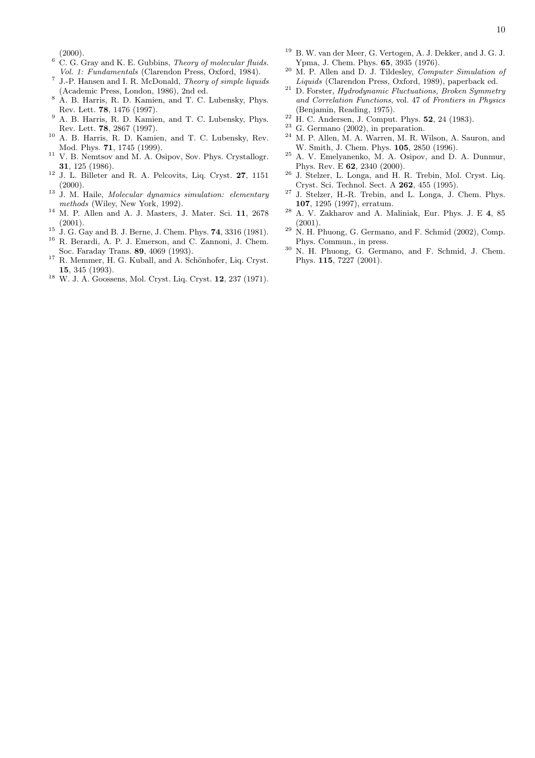(2000).

6 C. G. Gray and K. E. Gubbins, *Theory of molecular fluids. Vol. 1: Fundamentals* (Clarendon Press, Oxford, 1984).

7 J.-P. Hansen and I. R. McDonald, *Theory of simple liquids* (Academic Press, London, 1986), 2nd ed.

8 A. B. Harris, R. D. Kamien, and T. C. Lubensky, Phys. Rev. Lett. **78**, 1476 (1997).

9 A. B. Harris, R. D. Kamien, and T. C. Lubensky, Phys. Rev. Lett. **78**, 2867 (1997).

10 A. B. Harris, R. D. Kamien, and T. C. Lubensky, Rev. Mod. Phys. **71**, 1745 (1999).

11 V. B. Nemtsov and M. A. Osipov, Sov. Phys. Crystallogr. **31**, 125 (1986).

12 J. L. Billeter and R. A. Pelcovits, Liq. Cryst. **27**, 1151 (2000).

13 J. M. Haile, *Molecular dynamics simulation: elementary methods* (Wiley, New York, 1992).

14 M. P. Allen and A. J. Masters, J. Mater. Sci. **11**, 2678 (2001).

15 J. G. Gay and B. J. Berne, J. Chem. Phys. **74**, 3316 (1981).

16 R. Berardi, A. P. J. Emerson, and C. Zannoni, J. Chem. Soc. Faraday Trans. **89**, 4069 (1993).

17 R. Memmer, H. G. Kuball, and A. Schönhofer, Liq. Cryst. **15**, 345 (1993).

18 W. J. A. Goossens, Mol. Cryst. Liq. Cryst. **12**, 237 (1971).

19 B. W. van der Meer, G. Vertogen, A. J. Dekker, and J. G. J. Ypma, J. Chem. Phys. **65**, 3935 (1976).

20 M. P. Allen and D. J. Tildesley, *Computer Simulation of Liquids* (Clarendon Press, Oxford, 1989), paperback ed.

21 D. Forster, *Hydrodynamic Fluctuations, Broken Symmetry and Correlation Functions*, vol. 47 of *Frontiers in Physics* (Benjamin, Reading, 1975).

22 H. C. Andersen, J. Comput. Phys. **52**, 24 (1983).

23 G. Germano (2002), in preparation.

24 M. P. Allen, M. A. Warren, M. R. Wilson, A. Sauron, and W. Smith, J. Chem. Phys. **105**, 2850 (1996).

25 A. V. Emelyanenko, M. A. Osipov, and D. A. Dunmur, Phys. Rev. E **62**, 2340 (2000).

26 J. Stelzer, L. Longa, and H. R. Trebin, Mol. Cryst. Liq. Cryst. Sci. Technol. Sect. A **262**, 455 (1995).

27 J. Stelzer, H.-R. Trebin, and L. Longa, J. Chem. Phys. **107**, 1295 (1997), erratum.

28 A. V. Zakharov and A. Maliniak, Eur. Phys. J. E **4**, 85 (2001).

29 N. H. Phuong, G. Germano, and F. Schmid (2002), Comp. Phys. Commun., in press.

30 N. H. Phuong, G. Germano, and F. Schmid, J. Chem. Phys. **115**, 7227 (2001).